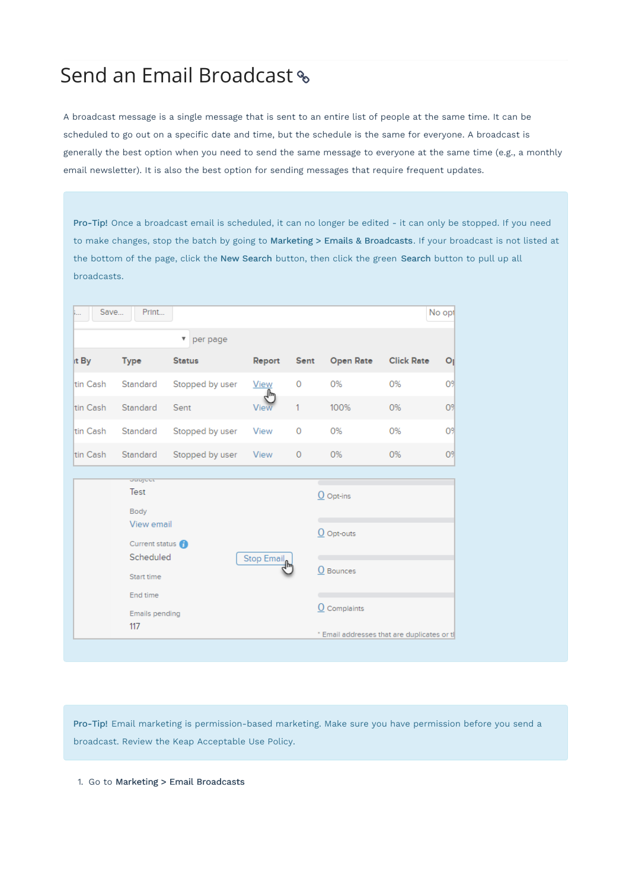# Send an Email Broadcast

A broadcast message is a single message that is sent to an entire list of people at the same time. It can be scheduled to go out on a specific date and time, but the schedule is the same for everyone. A broadcast is generally the best option when you need to send the same message to everyone at the same time (e.g., a monthly email newsletter). It is also the best option for sending messages that require frequent updates.

**Pro-Tip!** Once a broadcast email is scheduled, it can no longer be edited - it can only be stopped. If you need to make changes, stop the batch by going to **Marketing > Emails & Broadcasts**. If your broadcast is not listed at the bottom of the page, click the **New Search** button, then click the green **Search** button to pull up all broadcasts.

**Pro-Tip!** Email marketing is permission-based marketing. Make sure you have permission before you send a broadcast. Review the Keap Acceptable Use Policy.

1. Go to **Marketing > Email Broadcasts**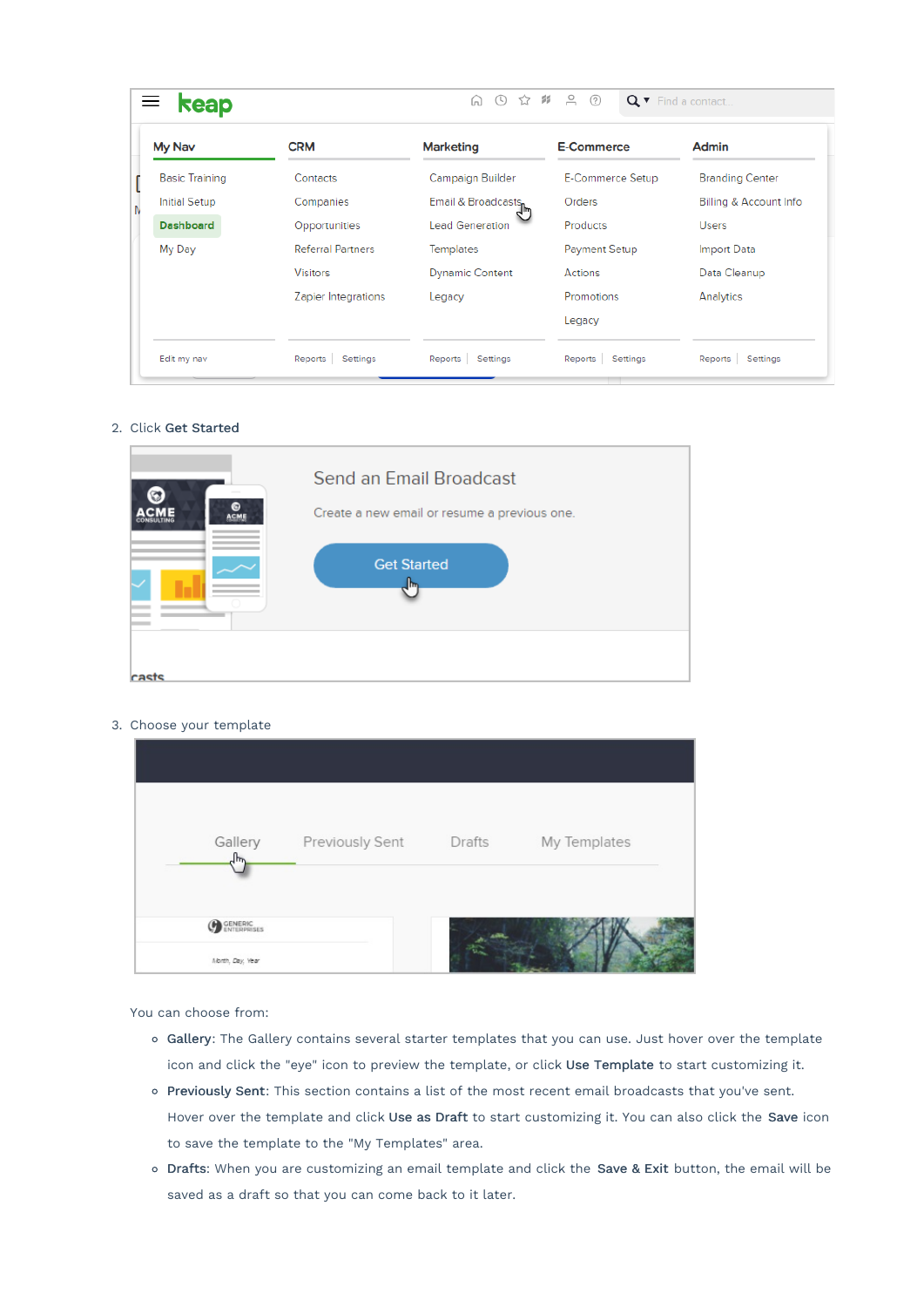2. Click **Get Started**

3. Choose your template

You can choose from:

- **Gallery**: The Gallery contains several starter templates that you can use. Just hover over the template icon and click the "eye" icon to preview the template, or click **Use Template** to start customizing it.
- **Previously Sent**: This section contains a list of the most recent email broadcasts that you've sent. Hover over the template and click **Use as Draft** to start customizing it. You can also click the **Save** icon to save the template to the "My Templates" area.
- **Drafts**: When you are customizing an email template and click the **Save & Exit** button, the email will be saved as a draft so that you can come back to it later.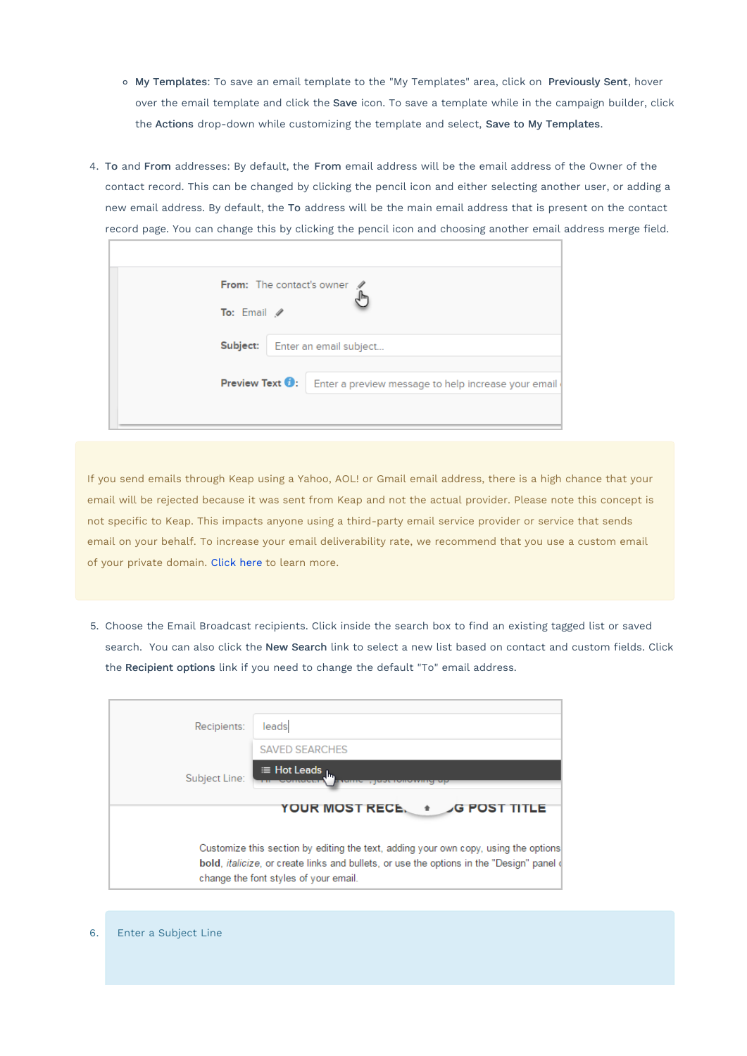- **My Templates**: To save an email template to the "My Templates" area, click on **Previously Sent**, hover over the email template and click the **Save** icon. To save a template while in the campaign builder, click the **Actions** drop-down while customizing the template and select, **Save to My Templates**.

4. **To** and **From** addresses: By default, the **From** email address will be the email address of the Owner of the contact record. This can be changed by clicking the pencil icon and either selecting another user, or adding a new email address. By default, the **To** address will be the main email address that is present on the contact record page. You can change this by clicking the pencil icon and choosing another email address merge field.

If you send emails through Keap using a Yahoo, AOL! or Gmail email address, there is a high chance that your email will be rejected because it was sent from Keap and not the actual provider. Please note this concept is not specific to Keap. This impacts anyone using a third-party email service provider or service that sends email on your behalf. To increase your email deliverability rate, we recommend that you use a custom email of your private domain. Click here to learn more.

5. Choose the Email Broadcast recipients. Click inside the search box to find an existing tagged list or saved search. You can also click the **New Search** link to select a new list based on contact and custom fields. Click the **Recipient options** link if you need to change the default "To" email address.

6. Enter a Subject Line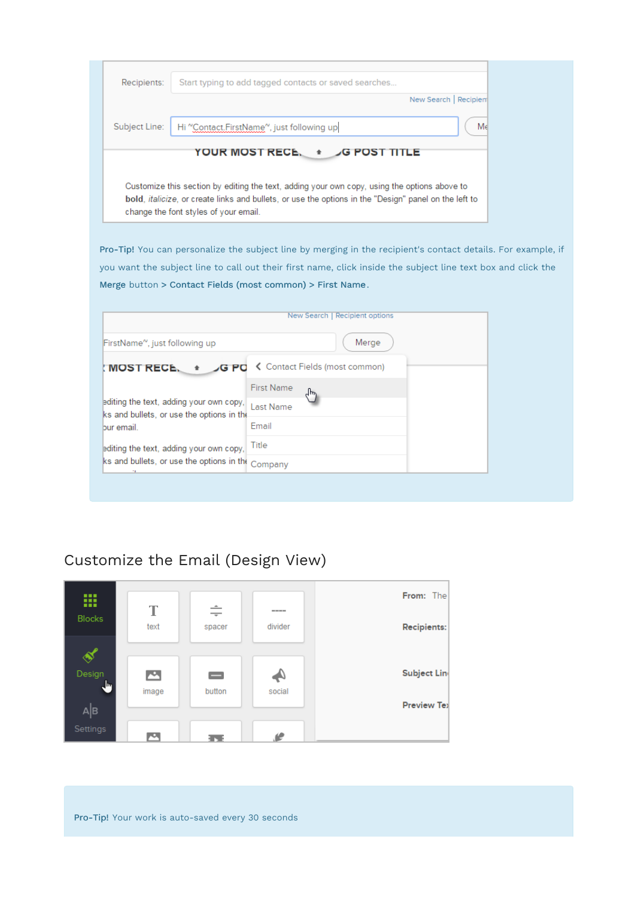**Pro-Tip!** You can personalize the subject line by merging in the recipient's contact details. For example, if you want the subject line to call out their first name, click inside the subject line text box and click the **Merge** button > **Contact Fields (most common)** > **First Name**.

## Customize the Email (Design View)

**Pro-Tip!** Your work is auto-saved every 30 seconds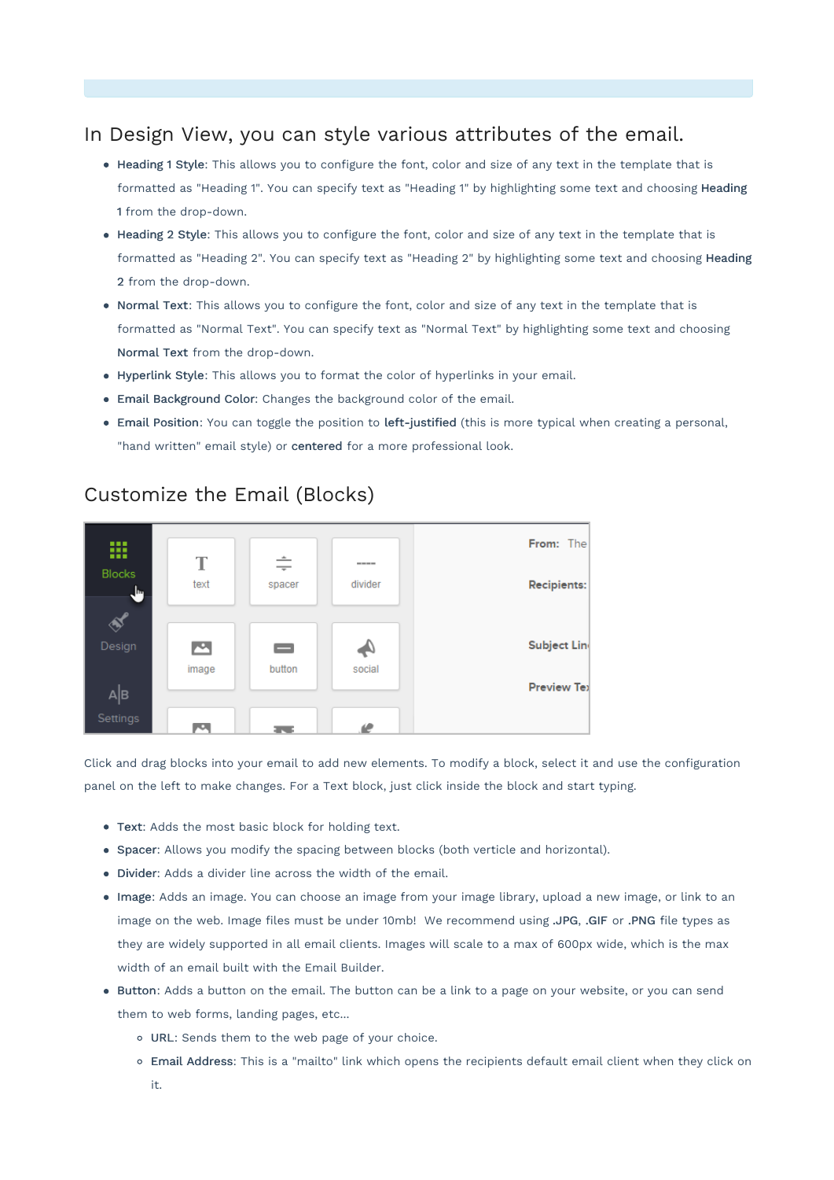## In Design View, you can style various attributes of the email.

- **Heading 1 Style**: This allows you to configure the font, color and size of any text in the template that is formatted as "Heading 1". You can specify text as "Heading 1" by highlighting some text and choosing **Heading 1** from the drop-down.
- **Heading 2 Style**: This allows you to configure the font, color and size of any text in the template that is formatted as "Heading 2". You can specify text as "Heading 2" by highlighting some text and choosing **Heading 2** from the drop-down.
- **Normal Text**: This allows you to configure the font, color and size of any text in the template that is formatted as "Normal Text". You can specify text as "Normal Text" by highlighting some text and choosing **Normal Text** from the drop-down.
- **Hyperlink Style**: This allows you to format the color of hyperlinks in your email.
- **Email Background Color**: Changes the background color of the email.
- **Email Position**: You can toggle the position to **left-justified** (this is more typical when creating a personal, "hand written" email style) or **centered** for a more professional look.

## Customize the Email (Blocks)

Click and drag blocks into your email to add new elements. To modify a block, select it and use the configuration panel on the left to make changes. For a Text block, just click inside the block and start typing.

- **Text**: Adds the most basic block for holding text.
- **Spacer**: Allows you modify the spacing between blocks (both verticle and horizontal).
- **Divider**: Adds a divider line across the width of the email.
- **Image**: Adds an image. You can choose an image from your image library, upload a new image, or link to an image on the web. Image files must be under 10mb! We recommend using **.JPG**, **.GIF** or **.PNG** file types as they are widely supported in all email clients. Images will scale to a max of 600px wide, which is the max width of an email built with the Email Builder.
- **Button**: Adds a button on the email. The button can be a link to a page on your website, or you can send them to web forms, landing pages, etc...
  - **URL**: Sends them to the web page of your choice.
  - **Email Address**: This is a "mailto" link which opens the recipients default email client when they click on it.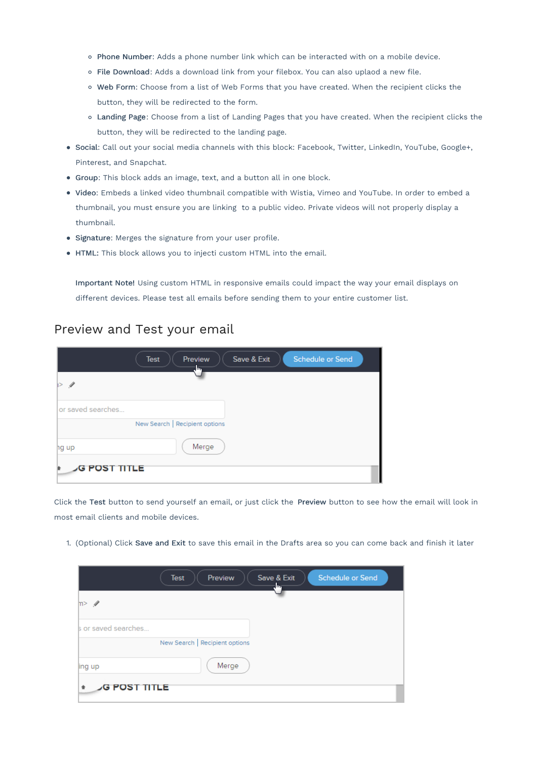- **Phone Number**: Adds a phone number link which can be interacted with on a mobile device.
    - **File Download**: Adds a download link from your filebox. You can also upload a new file.
    - **Web Form**: Choose from a list of Web Forms that you have created. When the recipient clicks the button, they will be redirected to the form.
    - **Landing Page**: Choose from a list of Landing Pages that you have created. When the recipient clicks the button, they will be redirected to the landing page.
- **Social**: Call out your social media channels with this block: Facebook, Twitter, LinkedIn, YouTube, Google+, Pinterest, and Snapchat.
- **Group**: This block adds an image, text, and a button all in one block.
- **Video**: Embeds a linked video thumbnail compatible with Wistia, Vimeo and YouTube. In order to embed a thumbnail, you must ensure you are linking to a public video. Private videos will not properly display a thumbnail.
- **Signature**: Merges the signature from your user profile.
- **HTML:** This block allows you to injecti custom HTML into the email.

  **Important Note!** Using custom HTML in responsive emails could impact the way your email displays on different devices. Please test all emails before sending them to your entire customer list.

## Preview and Test your email

Click the **Test** button to send yourself an email, or just click the **Preview** button to see how the email will look in most email clients and mobile devices.

1. (Optional) Click **Save and Exit** to save this email in the Drafts area so you can come back and finish it later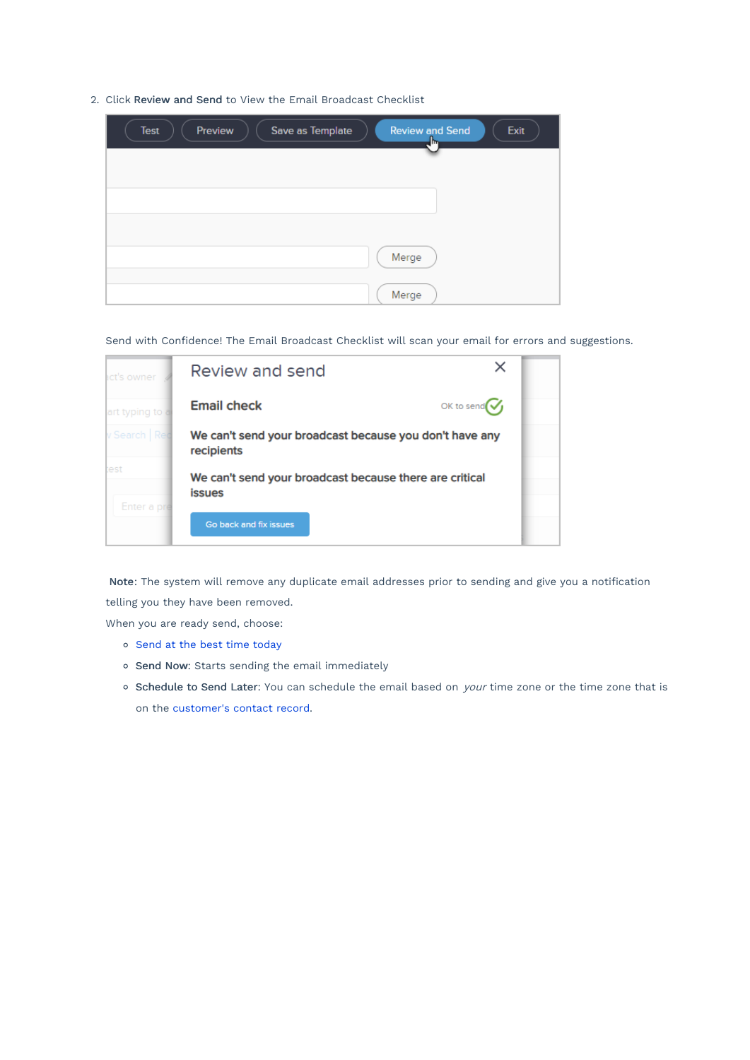2. Click **Review and Send** to View the Email Broadcast Checklist

Send with Confidence! The Email Broadcast Checklist will scan your email for errors and suggestions.

**Note**: The system will remove any duplicate email addresses prior to sending and give you a notification telling you they have been removed.

When you are ready send, choose:

- Send at the best time today
- **Send Now**: Starts sending the email immediately
- **Schedule to Send Later**: You can schedule the email based on *your* time zone or the time zone that is on the customer's contact record.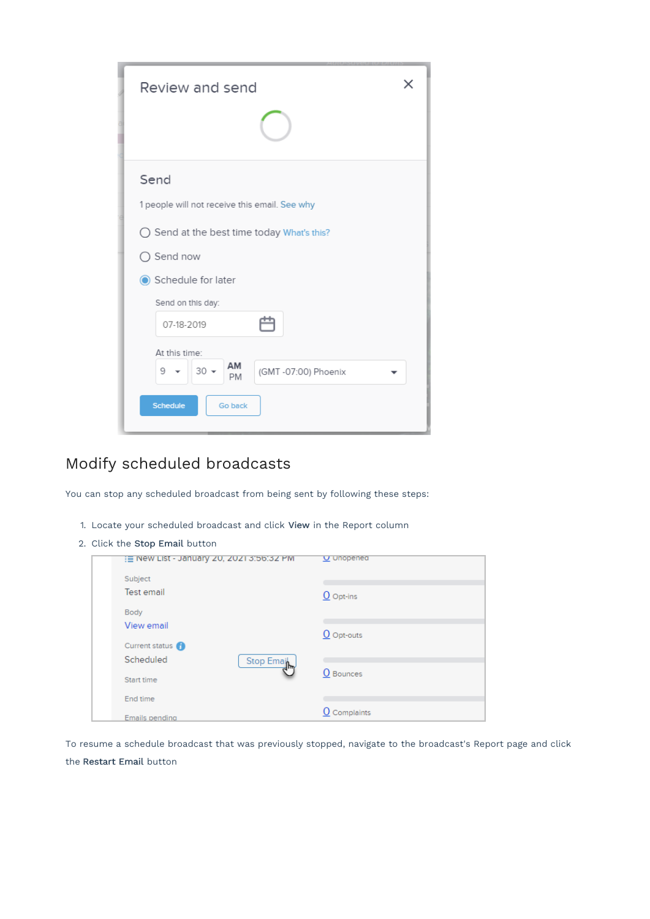## Modify scheduled broadcasts

You can stop any scheduled broadcast from being sent by following these steps:

1. Locate your scheduled broadcast and click **View** in the Report column
2. Click the **Stop Email** button

To resume a schedule broadcast that was previously stopped, navigate to the broadcast's Report page and click the **Restart Email** button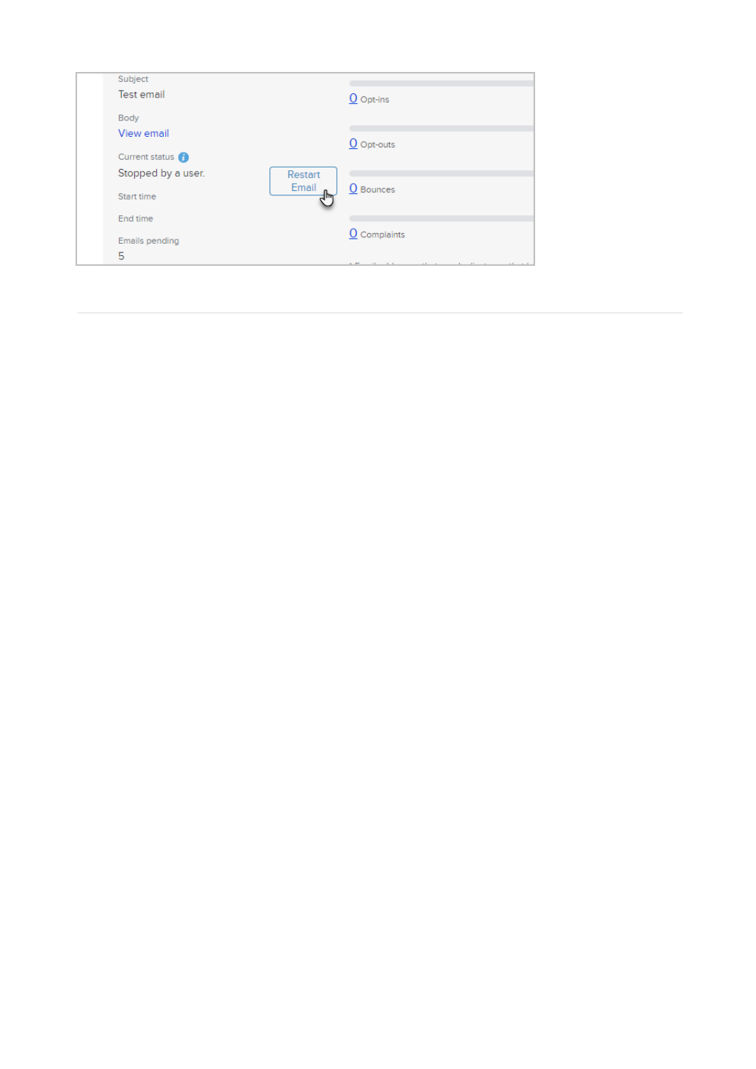Subject

Test email

Body

View email

Current status

Stopped by a user.

Restart Email

Start time

End time

Emails pending

5

0 Opt-ins

0 Opt-outs

0 Bounces

0 Complaints